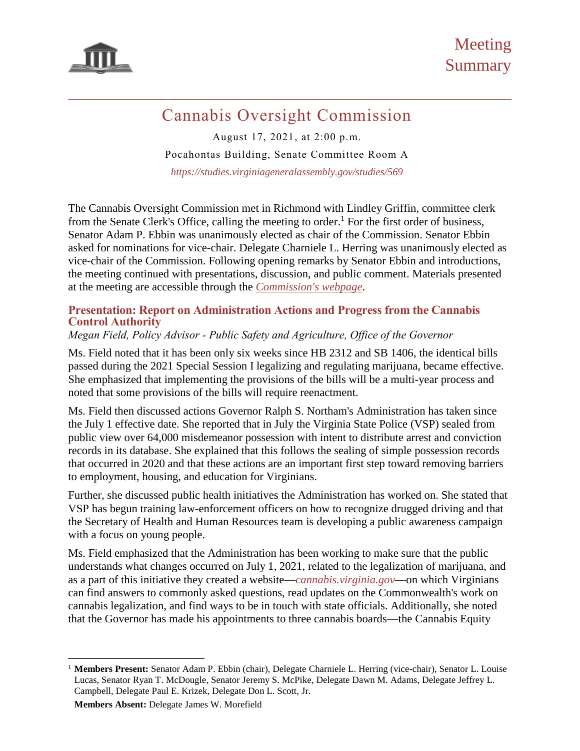Meeting Summary

# Cannabis Oversight Commission

August 17, 2021, at 2:00 p.m.

Pocahontas Building, Senate Committee Room A

*https://studies.virginiageneralassembly.gov/studies/569*

The Cannabis Oversight Commission met in Richmond with Lindley Griffin, committee clerk from the Senate Clerk's Office, calling the meeting to order.[1] For the first order of business, Senator Adam P. Ebbin was unanimously elected as chair of the Commission. Senator Ebbin asked for nominations for vice-chair. Delegate Charniele L. Herring was unanimously elected as vice-chair of the Commission. Following opening remarks by Senator Ebbin and introductions, the meeting continued with presentations, discussion, and public comment. Materials presented at the meeting are accessible through the *Commission's webpage*.

## Presentation: Report on Administration Actions and Progress from the Cannabis Control Authority

*Megan Field, Policy Advisor - Public Safety and Agriculture, Office of the Governor*

Ms. Field noted that it has been only six weeks since HB 2312 and SB 1406, the identical bills passed during the 2021 Special Session I legalizing and regulating marijuana, became effective. She emphasized that implementing the provisions of the bills will be a multi-year process and noted that some provisions of the bills will require reenactment.

Ms. Field then discussed actions Governor Ralph S. Northam's Administration has taken since the July 1 effective date. She reported that in July the Virginia State Police (VSP) sealed from public view over 64,000 misdemeanor possession with intent to distribute arrest and conviction records in its database. She explained that this follows the sealing of simple possession records that occurred in 2020 and that these actions are an important first step toward removing barriers to employment, housing, and education for Virginians.

Further, she discussed public health initiatives the Administration has worked on. She stated that VSP has begun training law-enforcement officers on how to recognize drugged driving and that the Secretary of Health and Human Resources team is developing a public awareness campaign with a focus on young people.

Ms. Field emphasized that the Administration has been working to make sure that the public understands what changes occurred on July 1, 2021, related to the legalization of marijuana, and as a part of this initiative they created a website—*cannabis.virginia.gov*—on which Virginians can find answers to commonly asked questions, read updates on the Commonwealth's work on cannabis legalization, and find ways to be in touch with state officials. Additionally, she noted that the Governor has made his appointments to three cannabis boards—the Cannabis Equity

---

[1] **Members Present:** Senator Adam P. Ebbin (chair), Delegate Charniele L. Herring (vice-chair), Senator L. Louise Lucas, Senator Ryan T. McDougle, Senator Jeremy S. McPike, Delegate Dawn M. Adams, Delegate Jeffrey L. Campbell, Delegate Paul E. Krizek, Delegate Don L. Scott, Jr.

**Members Absent:** Delegate James W. Morefield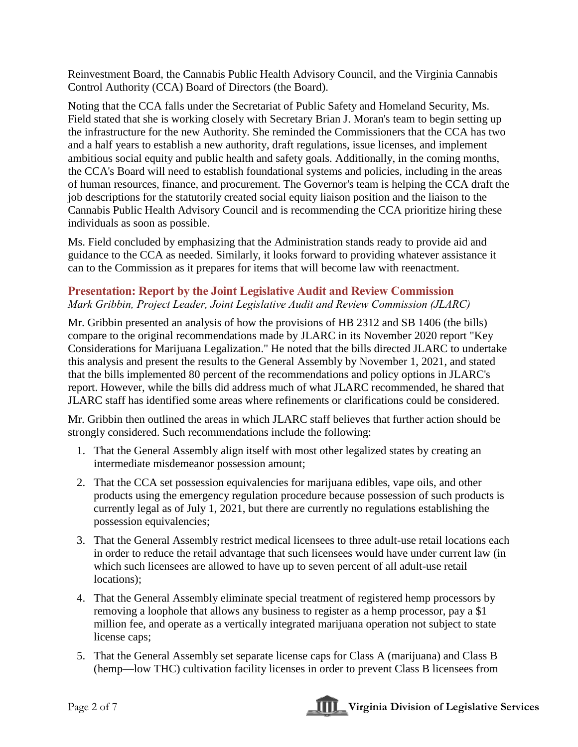Reinvestment Board, the Cannabis Public Health Advisory Council, and the Virginia Cannabis Control Authority (CCA) Board of Directors (the Board).

Noting that the CCA falls under the Secretariat of Public Safety and Homeland Security, Ms. Field stated that she is working closely with Secretary Brian J. Moran's team to begin setting up the infrastructure for the new Authority. She reminded the Commissioners that the CCA has two and a half years to establish a new authority, draft regulations, issue licenses, and implement ambitious social equity and public health and safety goals. Additionally, in the coming months, the CCA's Board will need to establish foundational systems and policies, including in the areas of human resources, finance, and procurement. The Governor's team is helping the CCA draft the job descriptions for the statutorily created social equity liaison position and the liaison to the Cannabis Public Health Advisory Council and is recommending the CCA prioritize hiring these individuals as soon as possible.

Ms. Field concluded by emphasizing that the Administration stands ready to provide aid and guidance to the CCA as needed. Similarly, it looks forward to providing whatever assistance it can to the Commission as it prepares for items that will become law with reenactment.

### Presentation: Report by the Joint Legislative Audit and Review Commission

*Mark Gribbin, Project Leader, Joint Legislative Audit and Review Commission (JLARC)*

Mr. Gribbin presented an analysis of how the provisions of HB 2312 and SB 1406 (the bills) compare to the original recommendations made by JLARC in its November 2020 report "Key Considerations for Marijuana Legalization." He noted that the bills directed JLARC to undertake this analysis and present the results to the General Assembly by November 1, 2021, and stated that the bills implemented 80 percent of the recommendations and policy options in JLARC's report. However, while the bills did address much of what JLARC recommended, he shared that JLARC staff has identified some areas where refinements or clarifications could be considered.

Mr. Gribbin then outlined the areas in which JLARC staff believes that further action should be strongly considered. Such recommendations include the following:

1. That the General Assembly align itself with most other legalized states by creating an intermediate misdemeanor possession amount;
2. That the CCA set possession equivalencies for marijuana edibles, vape oils, and other products using the emergency regulation procedure because possession of such products is currently legal as of July 1, 2021, but there are currently no regulations establishing the possession equivalencies;
3. That the General Assembly restrict medical licensees to three adult-use retail locations each in order to reduce the retail advantage that such licensees would have under current law (in which such licensees are allowed to have up to seven percent of all adult-use retail locations);
4. That the General Assembly eliminate special treatment of registered hemp processors by removing a loophole that allows any business to register as a hemp processor, pay a $1 million fee, and operate as a vertically integrated marijuana operation not subject to state license caps;
5. That the General Assembly set separate license caps for Class A (marijuana) and Class B (hemp—low THC) cultivation facility licenses in order to prevent Class B licensees from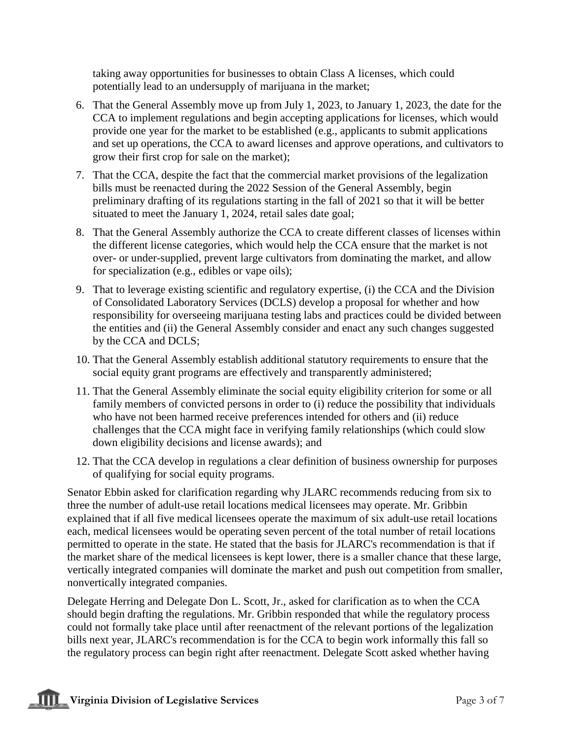taking away opportunities for businesses to obtain Class A licenses, which could potentially lead to an undersupply of marijuana in the market;

6. That the General Assembly move up from July 1, 2023, to January 1, 2023, the date for the CCA to implement regulations and begin accepting applications for licenses, which would provide one year for the market to be established (e.g., applicants to submit applications and set up operations, the CCA to award licenses and approve operations, and cultivators to grow their first crop for sale on the market);
7. That the CCA, despite the fact that the commercial market provisions of the legalization bills must be reenacted during the 2022 Session of the General Assembly, begin preliminary drafting of its regulations starting in the fall of 2021 so that it will be better situated to meet the January 1, 2024, retail sales date goal;
8. That the General Assembly authorize the CCA to create different classes of licenses within the different license categories, which would help the CCA ensure that the market is not over- or under-supplied, prevent large cultivators from dominating the market, and allow for specialization (e.g., edibles or vape oils);
9. That to leverage existing scientific and regulatory expertise, (i) the CCA and the Division of Consolidated Laboratory Services (DCLS) develop a proposal for whether and how responsibility for overseeing marijuana testing labs and practices could be divided between the entities and (ii) the General Assembly consider and enact any such changes suggested by the CCA and DCLS;
10. That the General Assembly establish additional statutory requirements to ensure that the social equity grant programs are effectively and transparently administered;
11. That the General Assembly eliminate the social equity eligibility criterion for some or all family members of convicted persons in order to (i) reduce the possibility that individuals who have not been harmed receive preferences intended for others and (ii) reduce challenges that the CCA might face in verifying family relationships (which could slow down eligibility decisions and license awards); and
12. That the CCA develop in regulations a clear definition of business ownership for purposes of qualifying for social equity programs.

Senator Ebbin asked for clarification regarding why JLARC recommends reducing from six to three the number of adult-use retail locations medical licensees may operate. Mr. Gribbin explained that if all five medical licensees operate the maximum of six adult-use retail locations each, medical licensees would be operating seven percent of the total number of retail locations permitted to operate in the state. He stated that the basis for JLARC's recommendation is that if the market share of the medical licensees is kept lower, there is a smaller chance that these large, vertically integrated companies will dominate the market and push out competition from smaller, nonvertically integrated companies.

Delegate Herring and Delegate Don L. Scott, Jr., asked for clarification as to when the CCA should begin drafting the regulations. Mr. Gribbin responded that while the regulatory process could not formally take place until after reenactment of the relevant portions of the legalization bills next year, JLARC's recommendation is for the CCA to begin work informally this fall so the regulatory process can begin right after reenactment. Delegate Scott asked whether having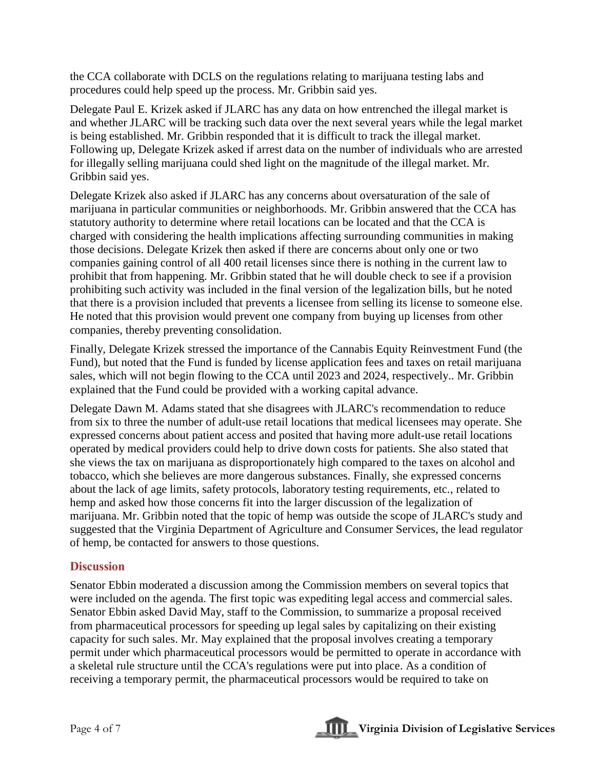the CCA collaborate with DCLS on the regulations relating to marijuana testing labs and procedures could help speed up the process. Mr. Gribbin said yes.

Delegate Paul E. Krizek asked if JLARC has any data on how entrenched the illegal market is and whether JLARC will be tracking such data over the next several years while the legal market is being established. Mr. Gribbin responded that it is difficult to track the illegal market. Following up, Delegate Krizek asked if arrest data on the number of individuals who are arrested for illegally selling marijuana could shed light on the magnitude of the illegal market. Mr. Gribbin said yes.

Delegate Krizek also asked if JLARC has any concerns about oversaturation of the sale of marijuana in particular communities or neighborhoods. Mr. Gribbin answered that the CCA has statutory authority to determine where retail locations can be located and that the CCA is charged with considering the health implications affecting surrounding communities in making those decisions. Delegate Krizek then asked if there are concerns about only one or two companies gaining control of all 400 retail licenses since there is nothing in the current law to prohibit that from happening. Mr. Gribbin stated that he will double check to see if a provision prohibiting such activity was included in the final version of the legalization bills, but he noted that there is a provision included that prevents a licensee from selling its license to someone else. He noted that this provision would prevent one company from buying up licenses from other companies, thereby preventing consolidation.

Finally, Delegate Krizek stressed the importance of the Cannabis Equity Reinvestment Fund (the Fund), but noted that the Fund is funded by license application fees and taxes on retail marijuana sales, which will not begin flowing to the CCA until 2023 and 2024, respectively.. Mr. Gribbin explained that the Fund could be provided with a working capital advance.

Delegate Dawn M. Adams stated that she disagrees with JLARC's recommendation to reduce from six to three the number of adult-use retail locations that medical licensees may operate. She expressed concerns about patient access and posited that having more adult-use retail locations operated by medical providers could help to drive down costs for patients. She also stated that she views the tax on marijuana as disproportionately high compared to the taxes on alcohol and tobacco, which she believes are more dangerous substances. Finally, she expressed concerns about the lack of age limits, safety protocols, laboratory testing requirements, etc., related to hemp and asked how those concerns fit into the larger discussion of the legalization of marijuana. Mr. Gribbin noted that the topic of hemp was outside the scope of JLARC's study and suggested that the Virginia Department of Agriculture and Consumer Services, the lead regulator of hemp, be contacted for answers to those questions.

## Discussion

Senator Ebbin moderated a discussion among the Commission members on several topics that were included on the agenda. The first topic was expediting legal access and commercial sales. Senator Ebbin asked David May, staff to the Commission, to summarize a proposal received from pharmaceutical processors for speeding up legal sales by capitalizing on their existing capacity for such sales. Mr. May explained that the proposal involves creating a temporary permit under which pharmaceutical processors would be permitted to operate in accordance with a skeletal rule structure until the CCA's regulations were put into place. As a condition of receiving a temporary permit, the pharmaceutical processors would be required to take on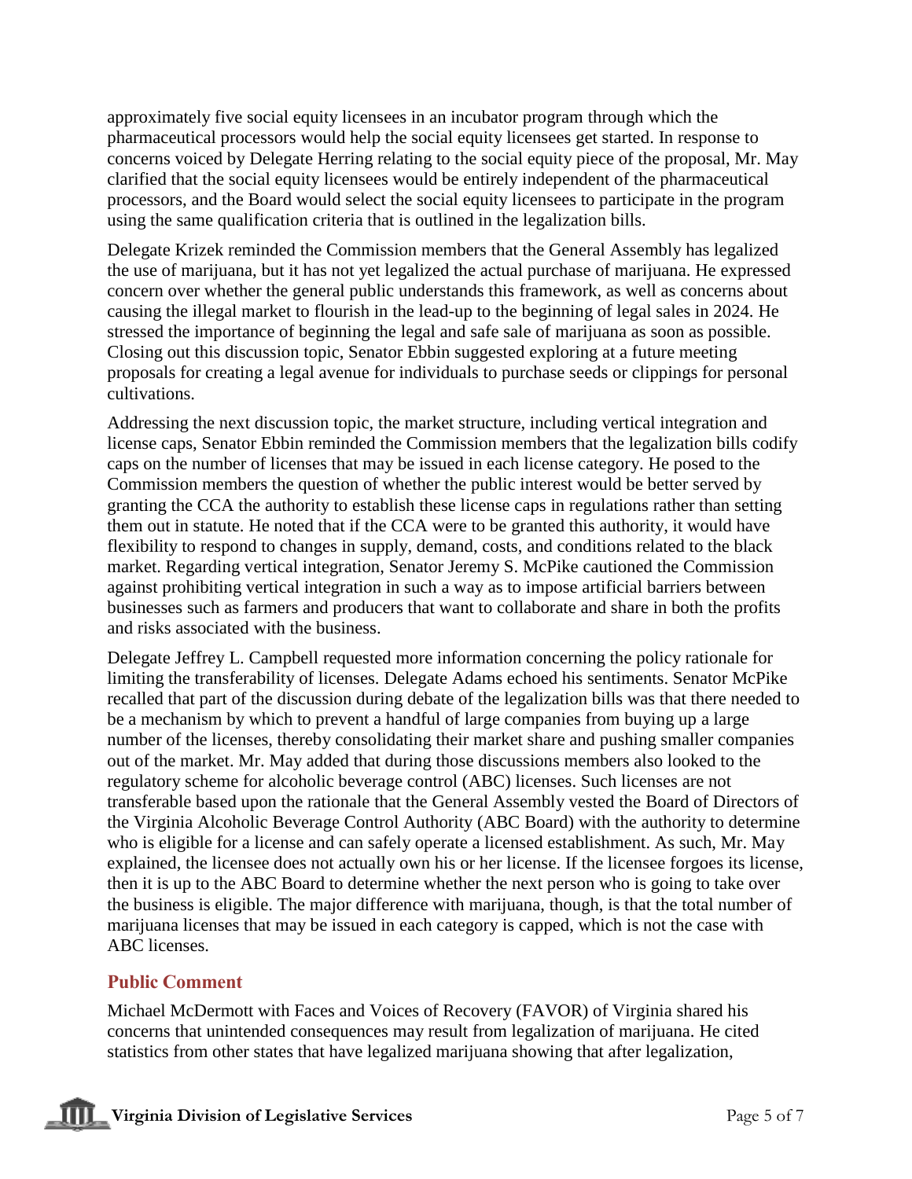approximately five social equity licensees in an incubator program through which the pharmaceutical processors would help the social equity licensees get started. In response to concerns voiced by Delegate Herring relating to the social equity piece of the proposal, Mr. May clarified that the social equity licensees would be entirely independent of the pharmaceutical processors, and the Board would select the social equity licensees to participate in the program using the same qualification criteria that is outlined in the legalization bills.

Delegate Krizek reminded the Commission members that the General Assembly has legalized the use of marijuana, but it has not yet legalized the actual purchase of marijuana. He expressed concern over whether the general public understands this framework, as well as concerns about causing the illegal market to flourish in the lead-up to the beginning of legal sales in 2024. He stressed the importance of beginning the legal and safe sale of marijuana as soon as possible. Closing out this discussion topic, Senator Ebbin suggested exploring at a future meeting proposals for creating a legal avenue for individuals to purchase seeds or clippings for personal cultivations.

Addressing the next discussion topic, the market structure, including vertical integration and license caps, Senator Ebbin reminded the Commission members that the legalization bills codify caps on the number of licenses that may be issued in each license category. He posed to the Commission members the question of whether the public interest would be better served by granting the CCA the authority to establish these license caps in regulations rather than setting them out in statute. He noted that if the CCA were to be granted this authority, it would have flexibility to respond to changes in supply, demand, costs, and conditions related to the black market. Regarding vertical integration, Senator Jeremy S. McPike cautioned the Commission against prohibiting vertical integration in such a way as to impose artificial barriers between businesses such as farmers and producers that want to collaborate and share in both the profits and risks associated with the business.

Delegate Jeffrey L. Campbell requested more information concerning the policy rationale for limiting the transferability of licenses. Delegate Adams echoed his sentiments. Senator McPike recalled that part of the discussion during debate of the legalization bills was that there needed to be a mechanism by which to prevent a handful of large companies from buying up a large number of the licenses, thereby consolidating their market share and pushing smaller companies out of the market. Mr. May added that during those discussions members also looked to the regulatory scheme for alcoholic beverage control (ABC) licenses. Such licenses are not transferable based upon the rationale that the General Assembly vested the Board of Directors of the Virginia Alcoholic Beverage Control Authority (ABC Board) with the authority to determine who is eligible for a license and can safely operate a licensed establishment. As such, Mr. May explained, the licensee does not actually own his or her license. If the licensee forgoes its license, then it is up to the ABC Board to determine whether the next person who is going to take over the business is eligible. The major difference with marijuana, though, is that the total number of marijuana licenses that may be issued in each category is capped, which is not the case with ABC licenses.

## Public Comment

Michael McDermott with Faces and Voices of Recovery (FAVOR) of Virginia shared his concerns that unintended consequences may result from legalization of marijuana. He cited statistics from other states that have legalized marijuana showing that after legalization,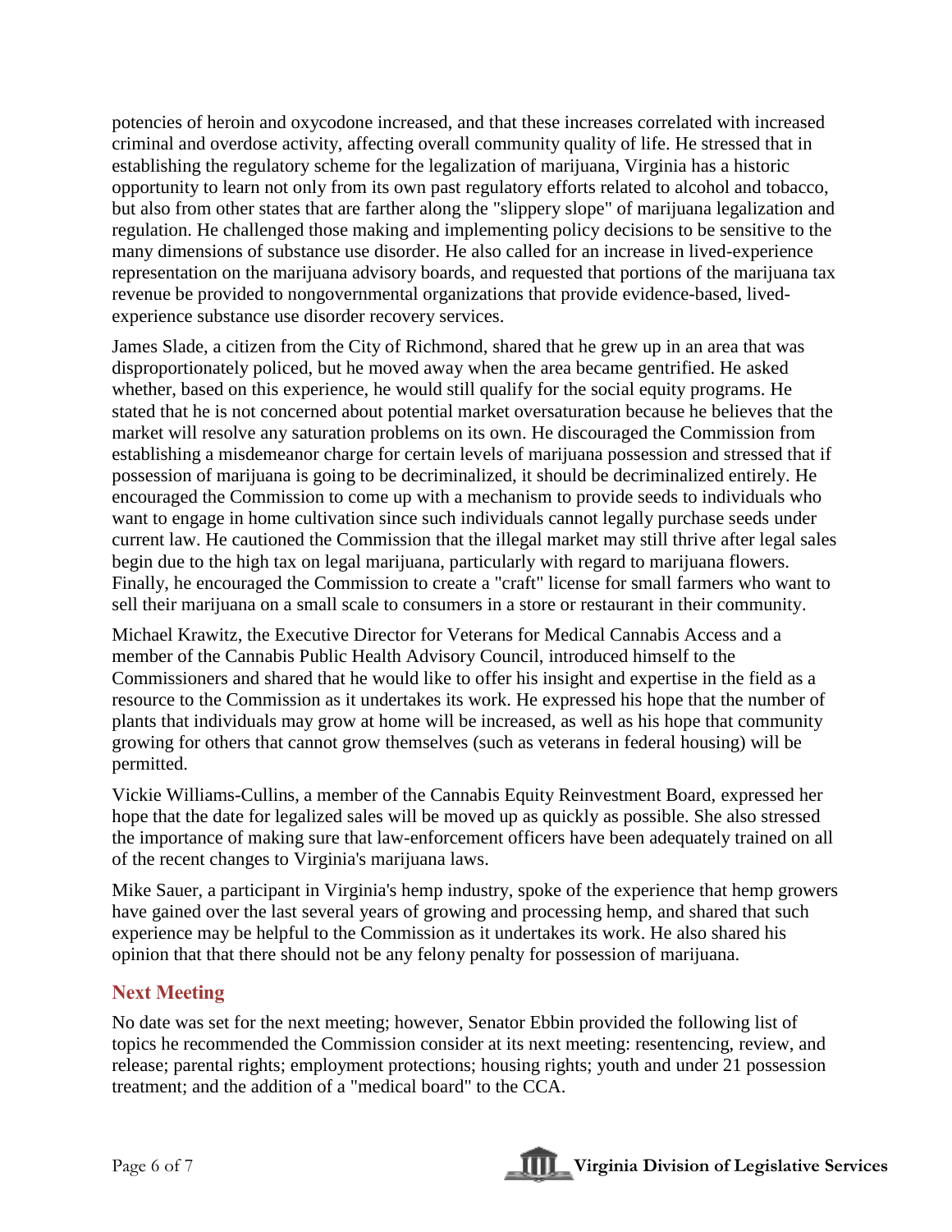potencies of heroin and oxycodone increased, and that these increases correlated with increased criminal and overdose activity, affecting overall community quality of life. He stressed that in establishing the regulatory scheme for the legalization of marijuana, Virginia has a historic opportunity to learn not only from its own past regulatory efforts related to alcohol and tobacco, but also from other states that are farther along the "slippery slope" of marijuana legalization and regulation. He challenged those making and implementing policy decisions to be sensitive to the many dimensions of substance use disorder. He also called for an increase in lived-experience representation on the marijuana advisory boards, and requested that portions of the marijuana tax revenue be provided to nongovernmental organizations that provide evidence-based, lived-experience substance use disorder recovery services.

James Slade, a citizen from the City of Richmond, shared that he grew up in an area that was disproportionately policed, but he moved away when the area became gentrified. He asked whether, based on this experience, he would still qualify for the social equity programs. He stated that he is not concerned about potential market oversaturation because he believes that the market will resolve any saturation problems on its own. He discouraged the Commission from establishing a misdemeanor charge for certain levels of marijuana possession and stressed that if possession of marijuana is going to be decriminalized, it should be decriminalized entirely. He encouraged the Commission to come up with a mechanism to provide seeds to individuals who want to engage in home cultivation since such individuals cannot legally purchase seeds under current law. He cautioned the Commission that the illegal market may still thrive after legal sales begin due to the high tax on legal marijuana, particularly with regard to marijuana flowers. Finally, he encouraged the Commission to create a "craft" license for small farmers who want to sell their marijuana on a small scale to consumers in a store or restaurant in their community.

Michael Krawitz, the Executive Director for Veterans for Medical Cannabis Access and a member of the Cannabis Public Health Advisory Council, introduced himself to the Commissioners and shared that he would like to offer his insight and expertise in the field as a resource to the Commission as it undertakes its work. He expressed his hope that the number of plants that individuals may grow at home will be increased, as well as his hope that community growing for others that cannot grow themselves (such as veterans in federal housing) will be permitted.

Vickie Williams-Cullins, a member of the Cannabis Equity Reinvestment Board, expressed her hope that the date for legalized sales will be moved up as quickly as possible. She also stressed the importance of making sure that law-enforcement officers have been adequately trained on all of the recent changes to Virginia's marijuana laws.

Mike Sauer, a participant in Virginia's hemp industry, spoke of the experience that hemp growers have gained over the last several years of growing and processing hemp, and shared that such experience may be helpful to the Commission as it undertakes its work. He also shared his opinion that that there should not be any felony penalty for possession of marijuana.

## Next Meeting

No date was set for the next meeting; however, Senator Ebbin provided the following list of topics he recommended the Commission consider at its next meeting: resentencing, review, and release; parental rights; employment protections; housing rights; youth and under 21 possession treatment; and the addition of a "medical board" to the CCA.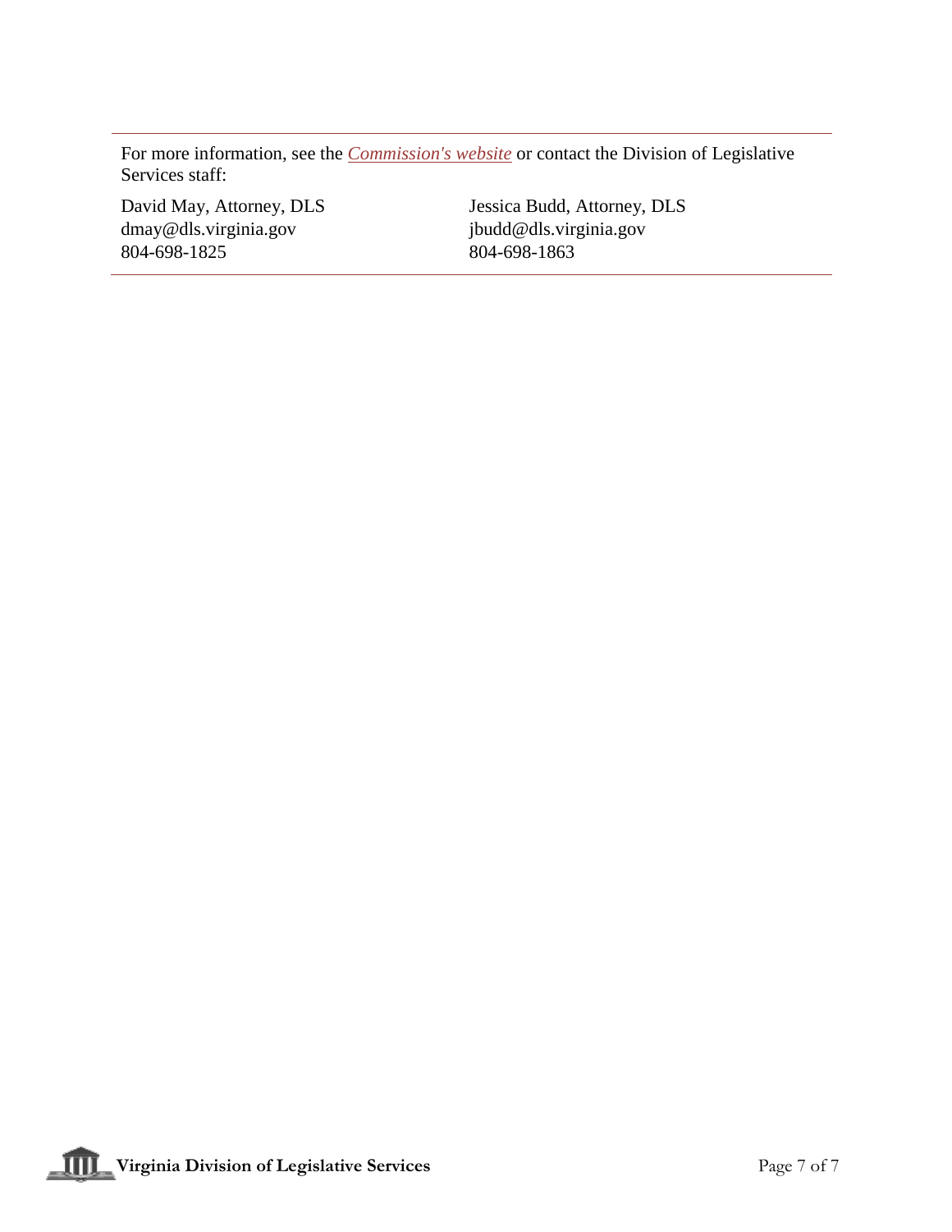For more information, see the *Commission's website* or contact the Division of Legislative Services staff:

David May, Attorney, DLS
dmay@dls.virginia.gov
804-698-1825

Jessica Budd, Attorney, DLS
jbudd@dls.virginia.gov
804-698-1863